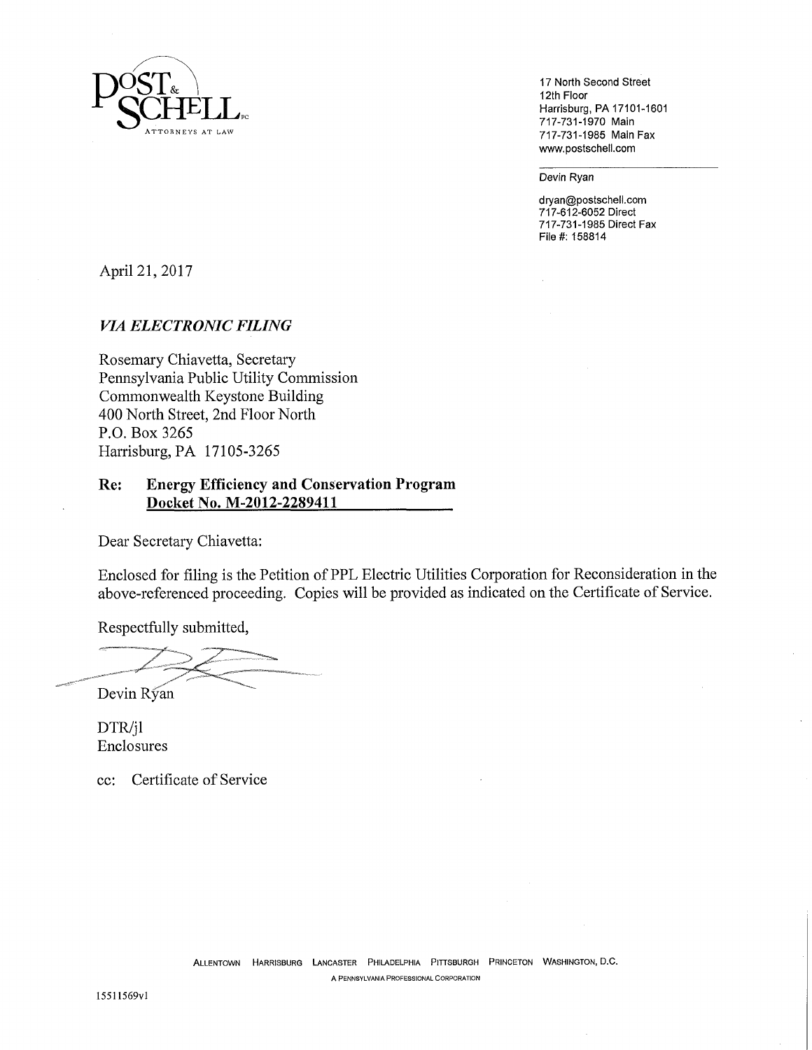**POST & SCHELL** PC
ATTORNEYS AT LAW

17 North Second Street
12th Floor
Harrisburg, PA 17101-1601
717-731-1970 Main
717-731-1985 Main Fax
www.postschell.com

Devin Ryan

dryan@postschell.com
717-612-6052 Direct
717-731-1985 Direct Fax
File #: 158814

April 21, 2017

***VIA ELECTRONIC FILING***

Rosemary Chiavetta, Secretary
Pennsylvania Public Utility Commission
Commonwealth Keystone Building
400 North Street, 2nd Floor North
P.O. Box 3265
Harrisburg, PA 17105-3265

**Re: Energy Efficiency and Conservation Program**
**Docket No. M-2012-2289411**

Dear Secretary Chiavetta:

Enclosed for filing is the Petition of PPL Electric Utilities Corporation for Reconsideration in the above-referenced proceeding. Copies will be provided as indicated on the Certificate of Service.

Respectfully submitted,

Devin Ryan

DTR/jl
Enclosures

cc: Certificate of Service

ALLENTOWN HARRISBURG LANCASTER PHILADELPHIA PITTSBURGH PRINCETON WASHINGTON, D.C.
A PENNSYLVANIA PROFESSIONAL CORPORATION

15511569v1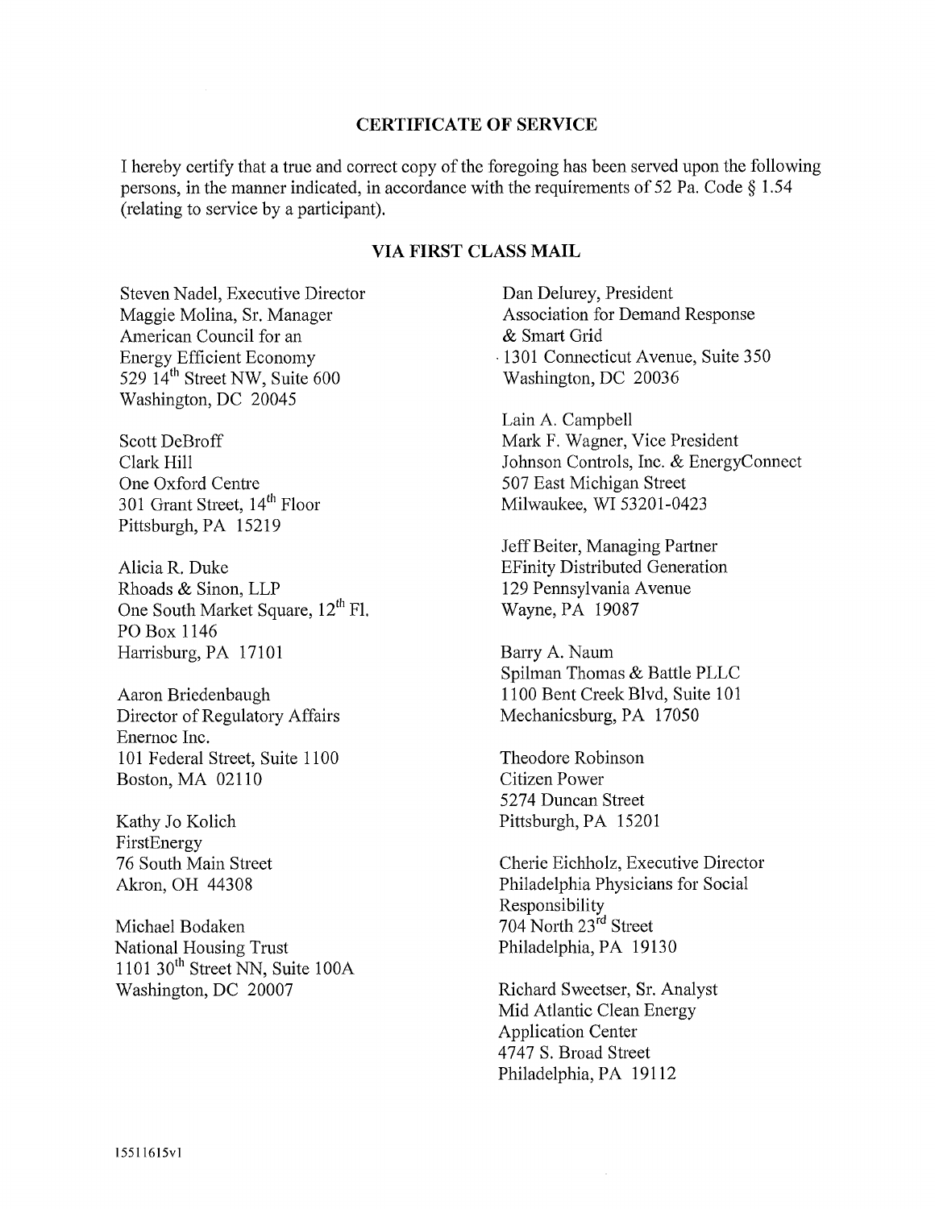## CERTIFICATE OF SERVICE

I hereby certify that a true and correct copy of the foregoing has been served upon the following persons, in the manner indicated, in accordance with the requirements of 52 Pa. Code § 1.54 (relating to service by a participant).

### VIA FIRST CLASS MAIL

Steven Nadel, Executive Director
Maggie Molina, Sr. Manager
American Council for an
Energy Efficient Economy
529 14th Street NW, Suite 600
Washington, DC 20045

Scott DeBroff
Clark Hill
One Oxford Centre
301 Grant Street, 14th Floor
Pittsburgh, PA 15219

Alicia R. Duke
Rhoads & Sinon, LLP
One South Market Square, 12th Fl.
PO Box 1146
Harrisburg, PA 17101

Aaron Briedenbaugh
Director of Regulatory Affairs
Enernoc Inc.
101 Federal Street, Suite 1100
Boston, MA 02110

Kathy Jo Kolich
FirstEnergy
76 South Main Street
Akron, OH 44308

Michael Bodaken
National Housing Trust
1101 30th Street NN, Suite 100A
Washington, DC 20007

Dan Delurey, President
Association for Demand Response
& Smart Grid
1301 Connecticut Avenue, Suite 350
Washington, DC 20036

Lain A. Campbell
Mark F. Wagner, Vice President
Johnson Controls, Inc. & EnergyConnect
507 East Michigan Street
Milwaukee, WI 53201-0423

Jeff Beiter, Managing Partner
EFinity Distributed Generation
129 Pennsylvania Avenue
Wayne, PA 19087

Barry A. Naum
Spilman Thomas & Battle PLLC
1100 Bent Creek Blvd, Suite 101
Mechanicsburg, PA 17050

Theodore Robinson
Citizen Power
5274 Duncan Street
Pittsburgh, PA 15201

Cherie Eichholz, Executive Director
Philadelphia Physicians for Social
Responsibility
704 North 23rd Street
Philadelphia, PA 19130

Richard Sweetser, Sr. Analyst
Mid Atlantic Clean Energy
Application Center
4747 S. Broad Street
Philadelphia, PA 19112

15511615v1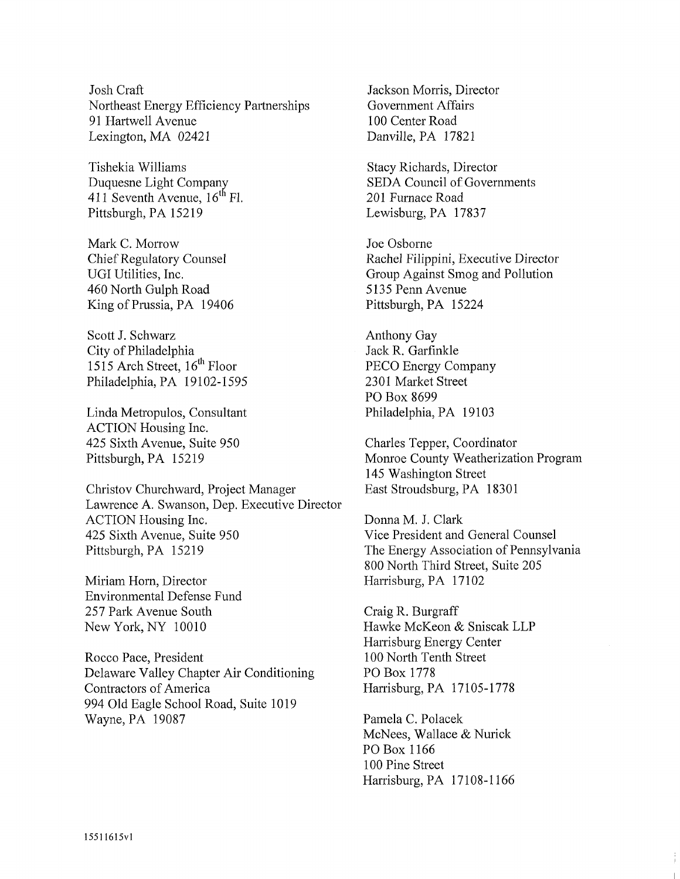Josh Craft
Northeast Energy Efficiency Partnerships
91 Hartwell Avenue
Lexington, MA 02421

Tishekia Williams
Duquesne Light Company
411 Seventh Avenue, 16th Fl.
Pittsburgh, PA 15219

Mark C. Morrow
Chief Regulatory Counsel
UGI Utilities, Inc.
460 North Gulph Road
King of Prussia, PA 19406

Scott J. Schwarz
City of Philadelphia
1515 Arch Street, 16th Floor
Philadelphia, PA 19102-1595

Linda Metropulos, Consultant
ACTION Housing Inc.
425 Sixth Avenue, Suite 950
Pittsburgh, PA 15219

Christov Churchward, Project Manager
Lawrence A. Swanson, Dep. Executive Director
ACTION Housing Inc.
425 Sixth Avenue, Suite 950
Pittsburgh, PA 15219

Miriam Horn, Director
Environmental Defense Fund
257 Park Avenue South
New York, NY 10010

Rocco Pace, President
Delaware Valley Chapter Air Conditioning
Contractors of America
994 Old Eagle School Road, Suite 1019
Wayne, PA 19087

Jackson Morris, Director
Government Affairs
100 Center Road
Danville, PA 17821

Stacy Richards, Director
SEDA Council of Governments
201 Furnace Road
Lewisburg, PA 17837

Joe Osborne
Rachel Filippini, Executive Director
Group Against Smog and Pollution
5135 Penn Avenue
Pittsburgh, PA 15224

Anthony Gay
Jack R. Garfinkle
PECO Energy Company
2301 Market Street
PO Box 8699
Philadelphia, PA 19103

Charles Tepper, Coordinator
Monroe County Weatherization Program
145 Washington Street
East Stroudsburg, PA 18301

Donna M. J. Clark
Vice President and General Counsel
The Energy Association of Pennsylvania
800 North Third Street, Suite 205
Harrisburg, PA 17102

Craig R. Burgraff
Hawke McKeon & Sniscak LLP
Harrisburg Energy Center
100 North Tenth Street
PO Box 1778
Harrisburg, PA 17105-1778

Pamela C. Polacek
McNees, Wallace & Nurick
PO Box 1166
100 Pine Street
Harrisburg, PA 17108-1166

15511615v1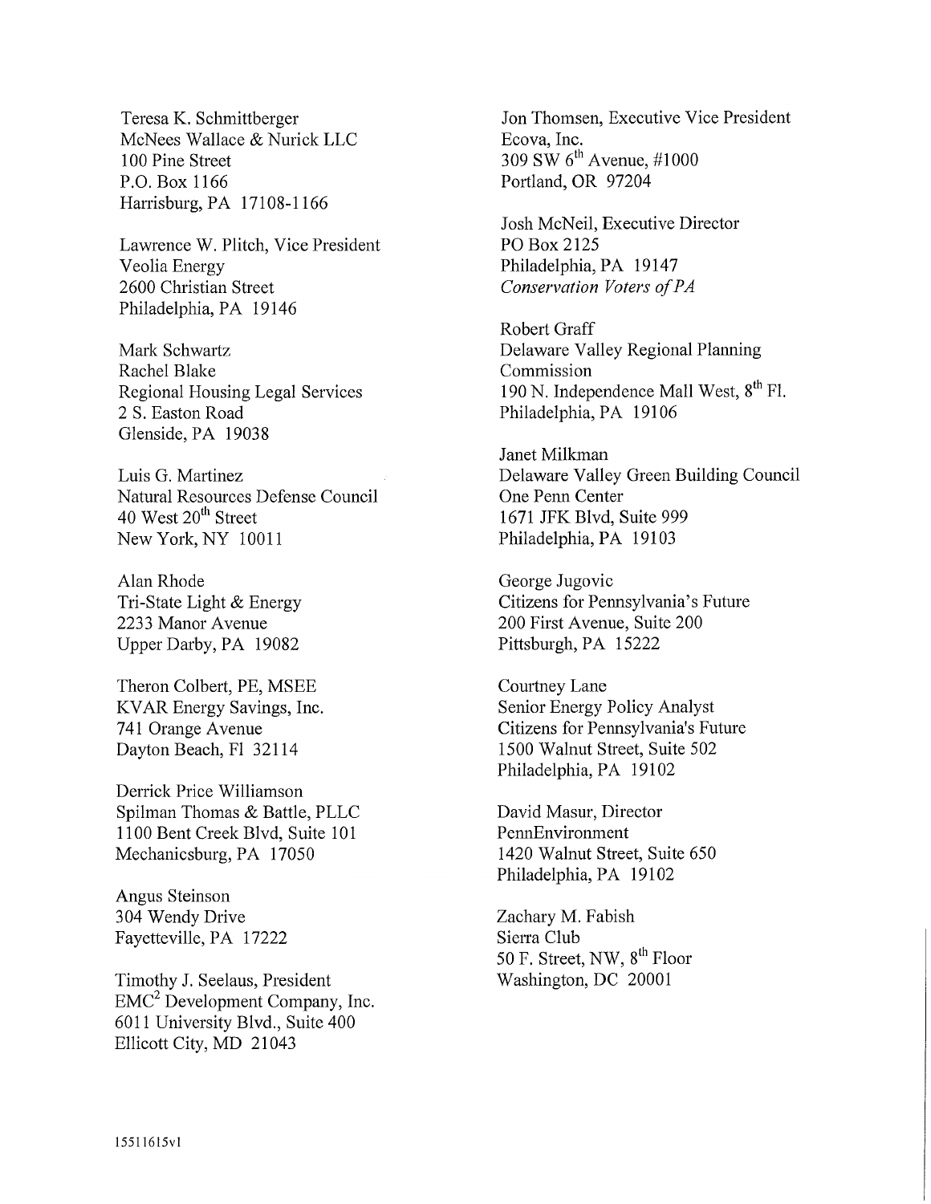Teresa K. Schmittberger
McNees Wallace & Nurick LLC
100 Pine Street
P.O. Box 1166
Harrisburg, PA 17108-1166

Lawrence W. Plitch, Vice President
Veolia Energy
2600 Christian Street
Philadelphia, PA 19146

Mark Schwartz
Rachel Blake
Regional Housing Legal Services
2 S. Easton Road
Glenside, PA 19038

Luis G. Martinez
Natural Resources Defense Council
40 West 20th Street
New York, NY 10011

Alan Rhode
Tri-State Light & Energy
2233 Manor Avenue
Upper Darby, PA 19082

Theron Colbert, PE, MSEE
KVAR Energy Savings, Inc.
741 Orange Avenue
Dayton Beach, Fl 32114

Derrick Price Williamson
Spilman Thomas & Battle, PLLC
1100 Bent Creek Blvd, Suite 101
Mechanicsburg, PA 17050

Angus Steinson
304 Wendy Drive
Fayetteville, PA 17222

Timothy J. Seelaus, President
EMC$^2$ Development Company, Inc.
6011 University Blvd., Suite 400
Ellicott City, MD 21043

Jon Thomsen, Executive Vice President
Ecova, Inc.
309 SW 6th Avenue, #1000
Portland, OR 97204

Josh McNeil, Executive Director
PO Box 2125
Philadelphia, PA 19147
*Conservation Voters of PA*

Robert Graff
Delaware Valley Regional Planning Commission
190 N. Independence Mall West, 8th Fl.
Philadelphia, PA 19106

Janet Milkman
Delaware Valley Green Building Council
One Penn Center
1671 JFK Blvd, Suite 999
Philadelphia, PA 19103

George Jugovic
Citizens for Pennsylvania's Future
200 First Avenue, Suite 200
Pittsburgh, PA 15222

Courtney Lane
Senior Energy Policy Analyst
Citizens for Pennsylvania's Future
1500 Walnut Street, Suite 502
Philadelphia, PA 19102

David Masur, Director
PennEnvironment
1420 Walnut Street, Suite 650
Philadelphia, PA 19102

Zachary M. Fabish
Sierra Club
50 F. Street, NW, 8th Floor
Washington, DC 20001

15511615v1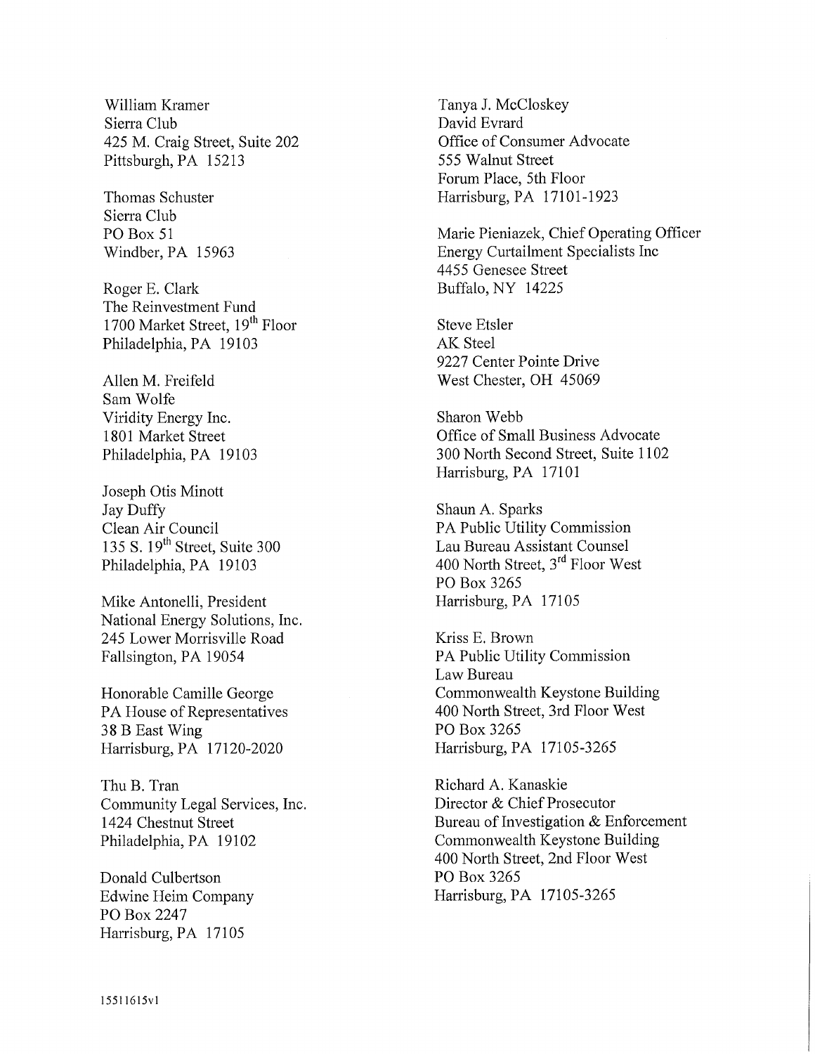William Kramer
Sierra Club
425 M. Craig Street, Suite 202
Pittsburgh, PA 15213

Thomas Schuster
Sierra Club
PO Box 51
Windber, PA 15963

Roger E. Clark
The Reinvestment Fund
1700 Market Street, 19th Floor
Philadelphia, PA 19103

Allen M. Freifeld
Sam Wolfe
Viridity Energy Inc.
1801 Market Street
Philadelphia, PA 19103

Joseph Otis Minott
Jay Duffy
Clean Air Council
135 S. 19th Street, Suite 300
Philadelphia, PA 19103

Mike Antonelli, President
National Energy Solutions, Inc.
245 Lower Morrisville Road
Fallsington, PA 19054

Honorable Camille George
PA House of Representatives
38 B East Wing
Harrisburg, PA 17120-2020

Thu B. Tran
Community Legal Services, Inc.
1424 Chestnut Street
Philadelphia, PA 19102

Donald Culbertson
Edwine Heim Company
PO Box 2247
Harrisburg, PA 17105

Tanya J. McCloskey
David Evrard
Office of Consumer Advocate
555 Walnut Street
Forum Place, 5th Floor
Harrisburg, PA 17101-1923

Marie Pieniazek, Chief Operating Officer
Energy Curtailment Specialists Inc
4455 Genesee Street
Buffalo, NY 14225

Steve Etsler
AK Steel
9227 Center Pointe Drive
West Chester, OH 45069

Sharon Webb
Office of Small Business Advocate
300 North Second Street, Suite 1102
Harrisburg, PA 17101

Shaun A. Sparks
PA Public Utility Commission
Lau Bureau Assistant Counsel
400 North Street, 3rd Floor West
PO Box 3265
Harrisburg, PA 17105

Kriss E. Brown
PA Public Utility Commission
Law Bureau
Commonwealth Keystone Building
400 North Street, 3rd Floor West
PO Box 3265
Harrisburg, PA 17105-3265

Richard A. Kanaskie
Director & Chief Prosecutor
Bureau of Investigation & Enforcement
Commonwealth Keystone Building
400 North Street, 2nd Floor West
PO Box 3265
Harrisburg, PA 17105-3265

15511615v1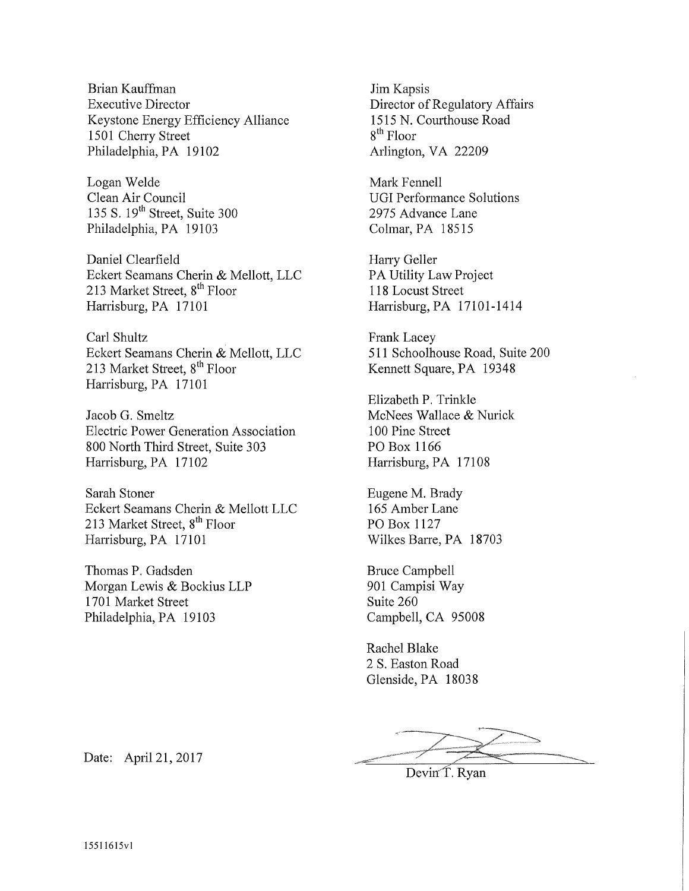Brian Kauffman
Executive Director
Keystone Energy Efficiency Alliance
1501 Cherry Street
Philadelphia, PA 19102

Logan Welde
Clean Air Council
135 S. 19th Street, Suite 300
Philadelphia, PA 19103

Daniel Clearfield
Eckert Seamans Cherin & Mellott, LLC
213 Market Street, 8th Floor
Harrisburg, PA 17101

Carl Shultz
Eckert Seamans Cherin & Mellott, LLC
213 Market Street, 8th Floor
Harrisburg, PA 17101

Jacob G. Smeltz
Electric Power Generation Association
800 North Third Street, Suite 303
Harrisburg, PA 17102

Sarah Stoner
Eckert Seamans Cherin & Mellott LLC
213 Market Street, 8th Floor
Harrisburg, PA 17101

Thomas P. Gadsden
Morgan Lewis & Bockius LLP
1701 Market Street
Philadelphia, PA 19103

Jim Kapsis
Director of Regulatory Affairs
1515 N. Courthouse Road
8th Floor
Arlington, VA 22209

Mark Fennell
UGI Performance Solutions
2975 Advance Lane
Colmar, PA 18515

Harry Geller
PA Utility Law Project
118 Locust Street
Harrisburg, PA 17101-1414

Frank Lacey
511 Schoolhouse Road, Suite 200
Kennett Square, PA 19348

Elizabeth P. Trinkle
McNees Wallace & Nurick
100 Pine Street
PO Box 1166
Harrisburg, PA 17108

Eugene M. Brady
165 Amber Lane
PO Box 1127
Wilkes Barre, PA 18703

Bruce Campbell
901 Campisi Way
Suite 260
Campbell, CA 95008

Rachel Blake
2 S. Easton Road
Glenside, PA 18038

Date: April 21, 2017

Devin T. Ryan

15511615v1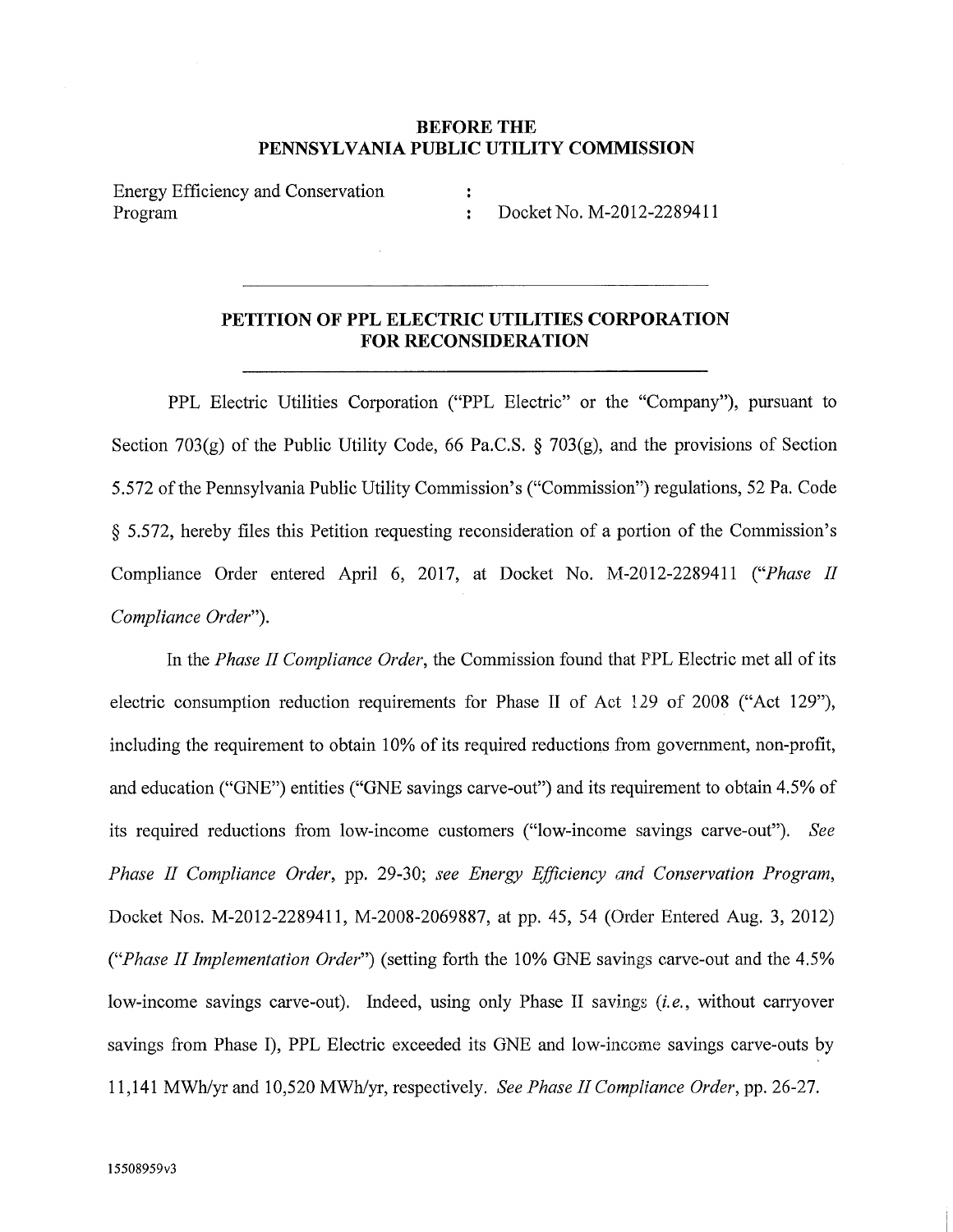**BEFORE THE**
**PENNSYLVANIA PUBLIC UTILITY COMMISSION**

Energy Efficiency and Conservation Program : Docket No. M-2012-2289411

---

## PETITION OF PPL ELECTRIC UTILITIES CORPORATION FOR RECONSIDERATION

---

PPL Electric Utilities Corporation ("PPL Electric" or the "Company"), pursuant to Section 703(g) of the Public Utility Code, 66 Pa.C.S. § 703(g), and the provisions of Section 5.572 of the Pennsylvania Public Utility Commission's ("Commission") regulations, 52 Pa. Code § 5.572, hereby files this Petition requesting reconsideration of a portion of the Commission's Compliance Order entered April 6, 2017, at Docket No. M-2012-2289411 ("*Phase II Compliance Order*").

In the *Phase II Compliance Order*, the Commission found that PPL Electric met all of its electric consumption reduction requirements for Phase II of Act 129 of 2008 ("Act 129"), including the requirement to obtain 10% of its required reductions from government, non-profit, and education ("GNE") entities ("GNE savings carve-out") and its requirement to obtain 4.5% of its required reductions from low-income customers ("low-income savings carve-out"). *See Phase II Compliance Order*, pp. 29-30; *see Energy Efficiency and Conservation Program*, Docket Nos. M-2012-2289411, M-2008-2069887, at pp. 45, 54 (Order Entered Aug. 3, 2012) ("*Phase II Implementation Order*") (setting forth the 10% GNE savings carve-out and the 4.5% low-income savings carve-out). Indeed, using only Phase II savings (*i.e.*, without carryover savings from Phase I), PPL Electric exceeded its GNE and low-income savings carve-outs by 11,141 MWh/yr and 10,520 MWh/yr, respectively. *See Phase II Compliance Order*, pp. 26-27.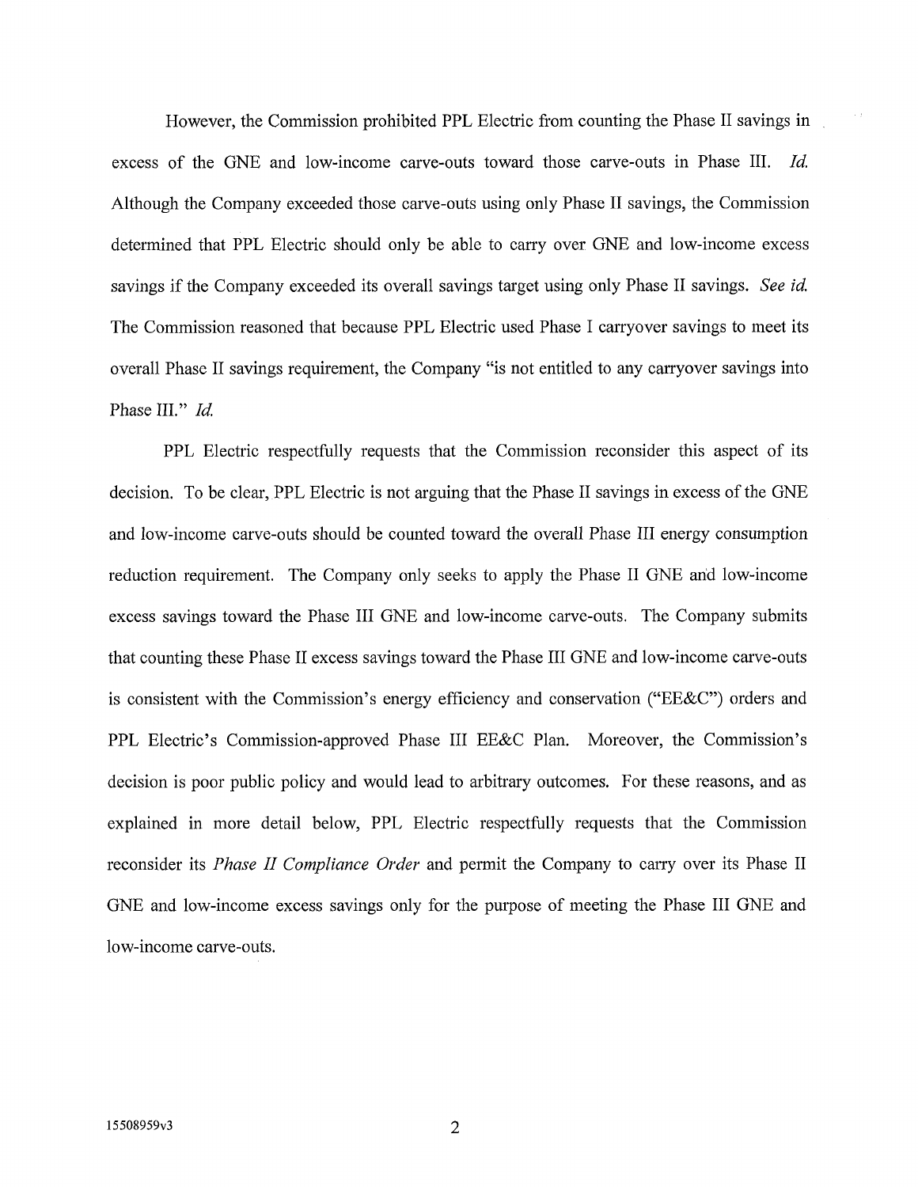However, the Commission prohibited PPL Electric from counting the Phase II savings in excess of the GNE and low-income carve-outs toward those carve-outs in Phase III. *Id.* Although the Company exceeded those carve-outs using only Phase II savings, the Commission determined that PPL Electric should only be able to carry over GNE and low-income excess savings if the Company exceeded its overall savings target using only Phase II savings. *See id.* The Commission reasoned that because PPL Electric used Phase I carryover savings to meet its overall Phase II savings requirement, the Company "is not entitled to any carryover savings into Phase III." *Id.*

PPL Electric respectfully requests that the Commission reconsider this aspect of its decision. To be clear, PPL Electric is not arguing that the Phase II savings in excess of the GNE and low-income carve-outs should be counted toward the overall Phase III energy consumption reduction requirement. The Company only seeks to apply the Phase II GNE and low-income excess savings toward the Phase III GNE and low-income carve-outs. The Company submits that counting these Phase II excess savings toward the Phase III GNE and low-income carve-outs is consistent with the Commission's energy efficiency and conservation ("EE&C") orders and PPL Electric's Commission-approved Phase III EE&C Plan. Moreover, the Commission's decision is poor public policy and would lead to arbitrary outcomes. For these reasons, and as explained in more detail below, PPL Electric respectfully requests that the Commission reconsider its *Phase II Compliance Order* and permit the Company to carry over its Phase II GNE and low-income excess savings only for the purpose of meeting the Phase III GNE and low-income carve-outs.

15508959v3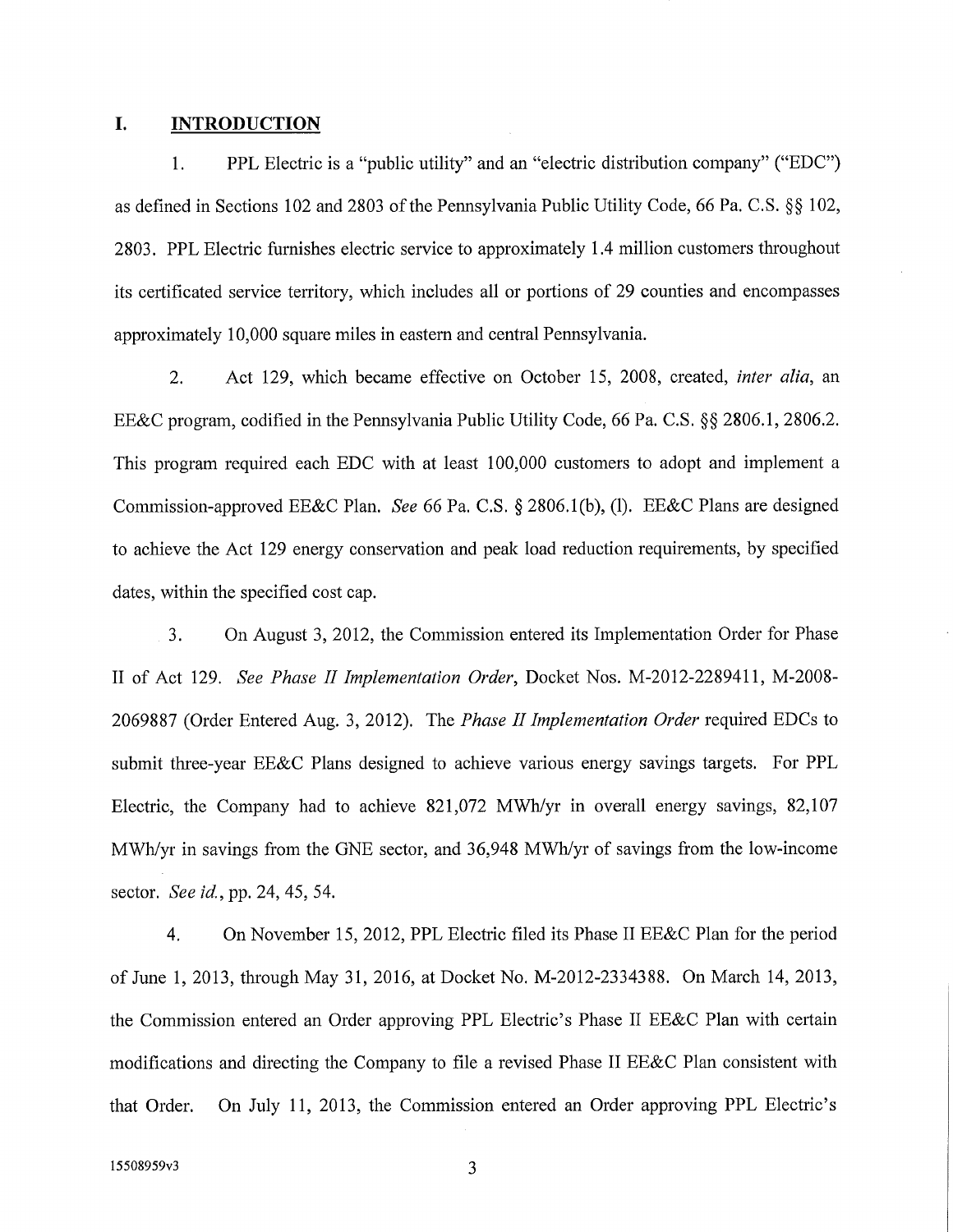## I. INTRODUCTION

1. PPL Electric is a "public utility" and an "electric distribution company" ("EDC") as defined in Sections 102 and 2803 of the Pennsylvania Public Utility Code, 66 Pa. C.S. §§ 102, 2803. PPL Electric furnishes electric service to approximately 1.4 million customers throughout its certificated service territory, which includes all or portions of 29 counties and encompasses approximately 10,000 square miles in eastern and central Pennsylvania.

2. Act 129, which became effective on October 15, 2008, created, *inter alia*, an EE&C program, codified in the Pennsylvania Public Utility Code, 66 Pa. C.S. §§ 2806.1, 2806.2. This program required each EDC with at least 100,000 customers to adopt and implement a Commission-approved EE&C Plan. *See* 66 Pa. C.S. § 2806.1(b), (l). EE&C Plans are designed to achieve the Act 129 energy conservation and peak load reduction requirements, by specified dates, within the specified cost cap.

3. On August 3, 2012, the Commission entered its Implementation Order for Phase II of Act 129. *See Phase II Implementation Order*, Docket Nos. M-2012-2289411, M-2008-2069887 (Order Entered Aug. 3, 2012). The *Phase II Implementation Order* required EDCs to submit three-year EE&C Plans designed to achieve various energy savings targets. For PPL Electric, the Company had to achieve 821,072 MWh/yr in overall energy savings, 82,107 MWh/yr in savings from the GNE sector, and 36,948 MWh/yr of savings from the low-income sector. *See id.*, pp. 24, 45, 54.

4. On November 15, 2012, PPL Electric filed its Phase II EE&C Plan for the period of June 1, 2013, through May 31, 2016, at Docket No. M-2012-2334388. On March 14, 2013, the Commission entered an Order approving PPL Electric's Phase II EE&C Plan with certain modifications and directing the Company to file a revised Phase II EE&C Plan consistent with that Order. On July 11, 2013, the Commission entered an Order approving PPL Electric's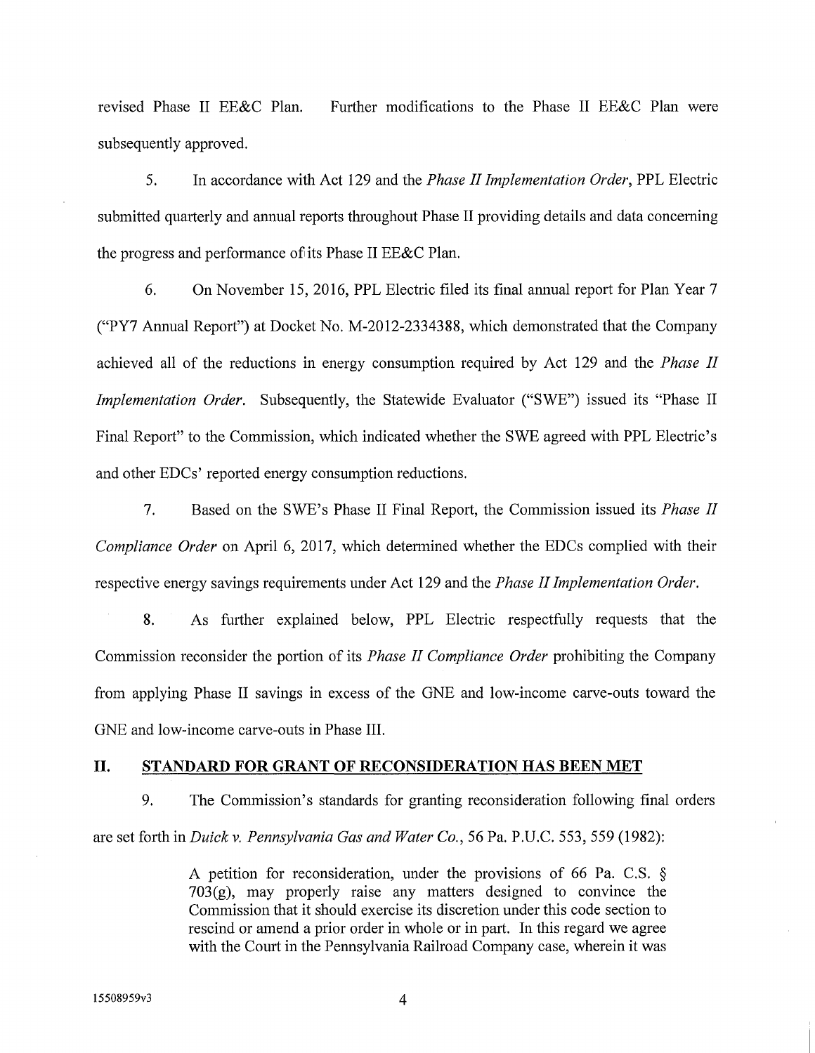revised Phase II EE&C Plan. Further modifications to the Phase II EE&C Plan were subsequently approved.

5. In accordance with Act 129 and the *Phase II Implementation Order*, PPL Electric submitted quarterly and annual reports throughout Phase II providing details and data concerning the progress and performance of its Phase II EE&C Plan.

6. On November 15, 2016, PPL Electric filed its final annual report for Plan Year 7 ("PY7 Annual Report") at Docket No. M-2012-2334388, which demonstrated that the Company achieved all of the reductions in energy consumption required by Act 129 and the *Phase II Implementation Order*. Subsequently, the Statewide Evaluator ("SWE") issued its "Phase II Final Report" to the Commission, which indicated whether the SWE agreed with PPL Electric's and other EDCs' reported energy consumption reductions.

7. Based on the SWE's Phase II Final Report, the Commission issued its *Phase II Compliance Order* on April 6, 2017, which determined whether the EDCs complied with their respective energy savings requirements under Act 129 and the *Phase II Implementation Order*.

8. As further explained below, PPL Electric respectfully requests that the Commission reconsider the portion of its *Phase II Compliance Order* prohibiting the Company from applying Phase II savings in excess of the GNE and low-income carve-outs toward the GNE and low-income carve-outs in Phase III.

## II. STANDARD FOR GRANT OF RECONSIDERATION HAS BEEN MET

9. The Commission's standards for granting reconsideration following final orders are set forth in *Duick v. Pennsylvania Gas and Water Co.*, 56 Pa. P.U.C. 553, 559 (1982):

> A petition for reconsideration, under the provisions of 66 Pa. C.S. § 703(g), may properly raise any matters designed to convince the Commission that it should exercise its discretion under this code section to rescind or amend a prior order in whole or in part. In this regard we agree with the Court in the Pennsylvania Railroad Company case, wherein it was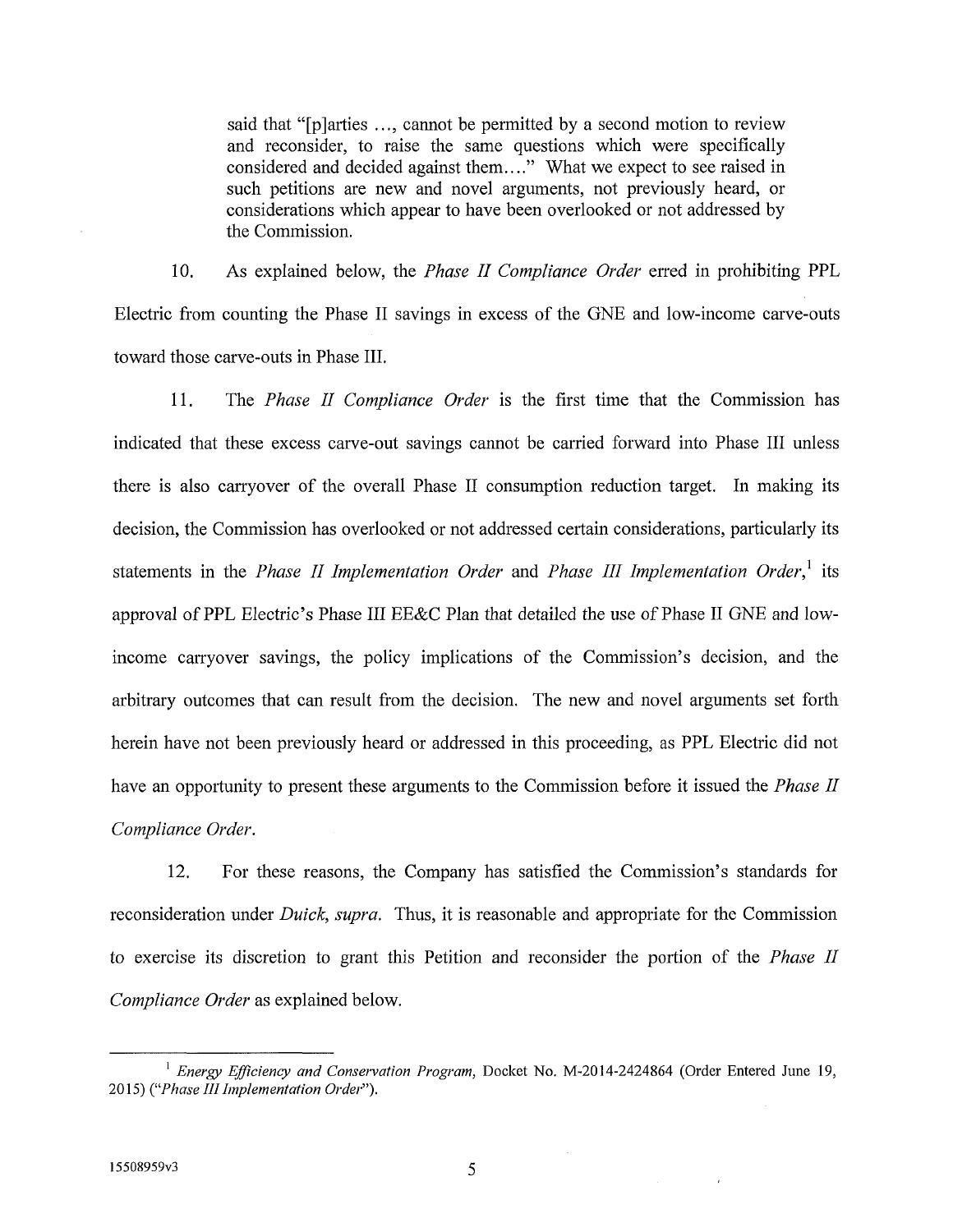> said that "[p]arties ..., cannot be permitted by a second motion to review and reconsider, to raise the same questions which were specifically considered and decided against them...." What we expect to see raised in such petitions are new and novel arguments, not previously heard, or considerations which appear to have been overlooked or not addressed by the Commission.

10. As explained below, the *Phase II Compliance Order* erred in prohibiting PPL Electric from counting the Phase II savings in excess of the GNE and low-income carve-outs toward those carve-outs in Phase III.

11. The *Phase II Compliance Order* is the first time that the Commission has indicated that these excess carve-out savings cannot be carried forward into Phase III unless there is also carryover of the overall Phase II consumption reduction target. In making its decision, the Commission has overlooked or not addressed certain considerations, particularly its statements in the *Phase II Implementation Order* and *Phase III Implementation Order*,[1] its approval of PPL Electric's Phase III EE&C Plan that detailed the use of Phase II GNE and low-income carryover savings, the policy implications of the Commission's decision, and the arbitrary outcomes that can result from the decision. The new and novel arguments set forth herein have not been previously heard or addressed in this proceeding, as PPL Electric did not have an opportunity to present these arguments to the Commission before it issued the *Phase II Compliance Order*.

12. For these reasons, the Company has satisfied the Commission's standards for reconsideration under *Duick, supra*. Thus, it is reasonable and appropriate for the Commission to exercise its discretion to grant this Petition and reconsider the portion of the *Phase II Compliance Order* as explained below.

---

[1] *Energy Efficiency and Conservation Program*, Docket No. M-2014-2424864 (Order Entered June 19, 2015) ("*Phase III Implementation Order*").

15508959v3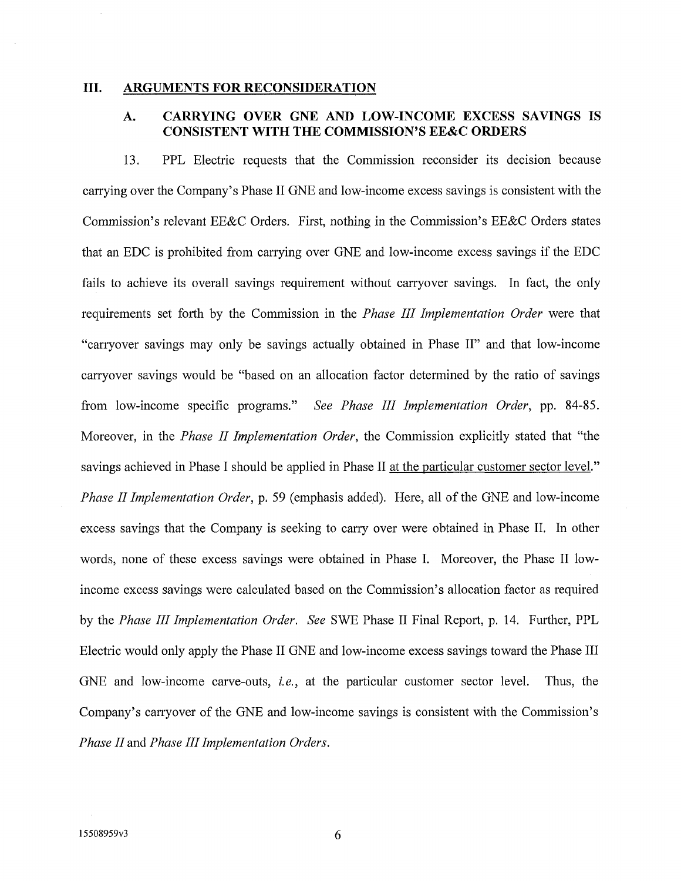## III. ARGUMENTS FOR RECONSIDERATION

### A. CARRYING OVER GNE AND LOW-INCOME EXCESS SAVINGS IS CONSISTENT WITH THE COMMISSION'S EE&C ORDERS

13. PPL Electric requests that the Commission reconsider its decision because carrying over the Company's Phase II GNE and low-income excess savings is consistent with the Commission's relevant EE&C Orders. First, nothing in the Commission's EE&C Orders states that an EDC is prohibited from carrying over GNE and low-income excess savings if the EDC fails to achieve its overall savings requirement without carryover savings. In fact, the only requirements set forth by the Commission in the *Phase III Implementation Order* were that "carryover savings may only be savings actually obtained in Phase II" and that low-income carryover savings would be "based on an allocation factor determined by the ratio of savings from low-income specific programs." *See Phase III Implementation Order*, pp. 84-85. Moreover, in the *Phase II Implementation Order*, the Commission explicitly stated that "the savings achieved in Phase I should be applied in Phase II <u>at the particular customer sector level</u>." *Phase II Implementation Order*, p. 59 (emphasis added). Here, all of the GNE and low-income excess savings that the Company is seeking to carry over were obtained in Phase II. In other words, none of these excess savings were obtained in Phase I. Moreover, the Phase II low-income excess savings were calculated based on the Commission's allocation factor as required by the *Phase III Implementation Order*. *See* SWE Phase II Final Report, p. 14. Further, PPL Electric would only apply the Phase II GNE and low-income excess savings toward the Phase III GNE and low-income carve-outs, *i.e.*, at the particular customer sector level. Thus, the Company's carryover of the GNE and low-income savings is consistent with the Commission's *Phase II* and *Phase III Implementation Orders*.

15508959v3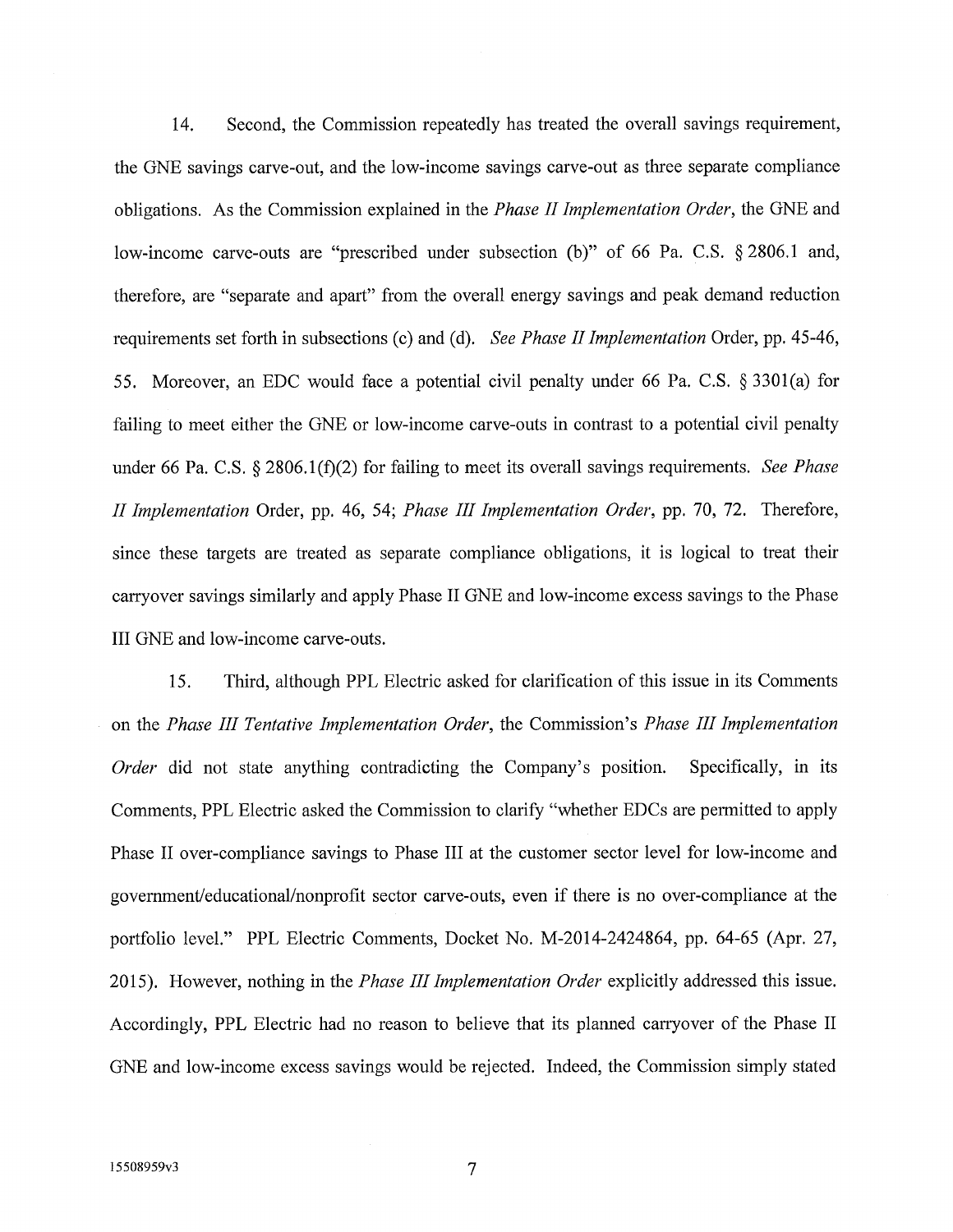14. Second, the Commission repeatedly has treated the overall savings requirement, the GNE savings carve-out, and the low-income savings carve-out as three separate compliance obligations. As the Commission explained in the *Phase II Implementation Order*, the GNE and low-income carve-outs are "prescribed under subsection (b)" of 66 Pa. C.S. § 2806.1 and, therefore, are "separate and apart" from the overall energy savings and peak demand reduction requirements set forth in subsections (c) and (d). *See Phase II Implementation* Order, pp. 45-46, 55. Moreover, an EDC would face a potential civil penalty under 66 Pa. C.S. § 3301(a) for failing to meet either the GNE or low-income carve-outs in contrast to a potential civil penalty under 66 Pa. C.S. § 2806.1(f)(2) for failing to meet its overall savings requirements. *See Phase II Implementation* Order, pp. 46, 54; *Phase III Implementation Order*, pp. 70, 72. Therefore, since these targets are treated as separate compliance obligations, it is logical to treat their carryover savings similarly and apply Phase II GNE and low-income excess savings to the Phase III GNE and low-income carve-outs.

15. Third, although PPL Electric asked for clarification of this issue in its Comments on the *Phase III Tentative Implementation Order*, the Commission's *Phase III Implementation Order* did not state anything contradicting the Company's position. Specifically, in its Comments, PPL Electric asked the Commission to clarify "whether EDCs are permitted to apply Phase II over-compliance savings to Phase III at the customer sector level for low-income and government/educational/nonprofit sector carve-outs, even if there is no over-compliance at the portfolio level." PPL Electric Comments, Docket No. M-2014-2424864, pp. 64-65 (Apr. 27, 2015). However, nothing in the *Phase III Implementation Order* explicitly addressed this issue. Accordingly, PPL Electric had no reason to believe that its planned carryover of the Phase II GNE and low-income excess savings would be rejected. Indeed, the Commission simply stated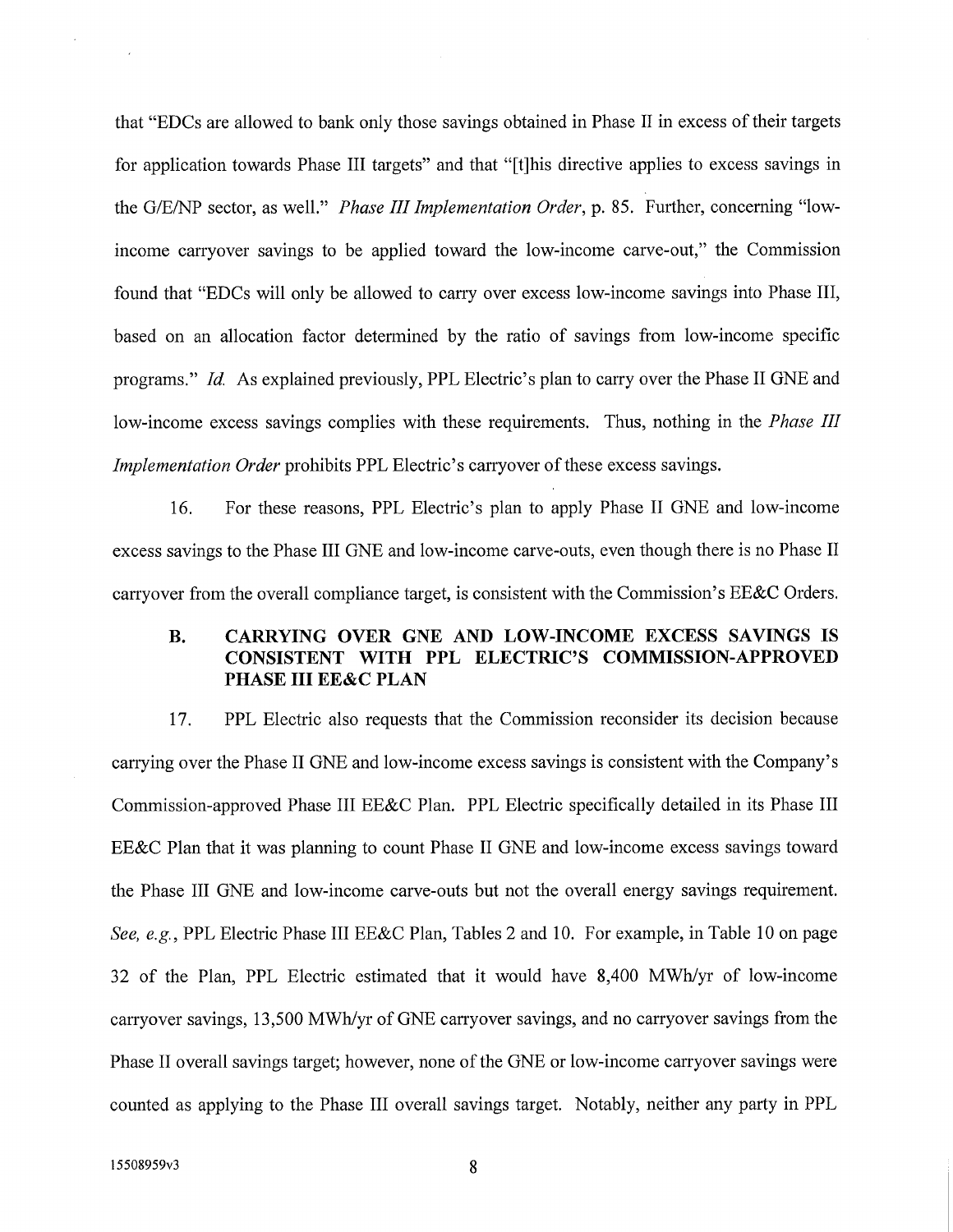that "EDCs are allowed to bank only those savings obtained in Phase II in excess of their targets for application towards Phase III targets" and that "[t]his directive applies to excess savings in the G/E/NP sector, as well." *Phase III Implementation Order*, p. 85. Further, concerning "low-income carryover savings to be applied toward the low-income carve-out," the Commission found that "EDCs will only be allowed to carry over excess low-income savings into Phase III, based on an allocation factor determined by the ratio of savings from low-income specific programs." *Id.* As explained previously, PPL Electric's plan to carry over the Phase II GNE and low-income excess savings complies with these requirements. Thus, nothing in the *Phase III Implementation Order* prohibits PPL Electric's carryover of these excess savings.

16. For these reasons, PPL Electric's plan to apply Phase II GNE and low-income excess savings to the Phase III GNE and low-income carve-outs, even though there is no Phase II carryover from the overall compliance target, is consistent with the Commission's EE&C Orders.

### B. CARRYING OVER GNE AND LOW-INCOME EXCESS SAVINGS IS CONSISTENT WITH PPL ELECTRIC'S COMMISSION-APPROVED PHASE III EE&C PLAN

17. PPL Electric also requests that the Commission reconsider its decision because carrying over the Phase II GNE and low-income excess savings is consistent with the Company's Commission-approved Phase III EE&C Plan. PPL Electric specifically detailed in its Phase III EE&C Plan that it was planning to count Phase II GNE and low-income excess savings toward the Phase III GNE and low-income carve-outs but not the overall energy savings requirement. *See, e.g.*, PPL Electric Phase III EE&C Plan, Tables 2 and 10. For example, in Table 10 on page 32 of the Plan, PPL Electric estimated that it would have 8,400 MWh/yr of low-income carryover savings, 13,500 MWh/yr of GNE carryover savings, and no carryover savings from the Phase II overall savings target; however, none of the GNE or low-income carryover savings were counted as applying to the Phase III overall savings target. Notably, neither any party in PPL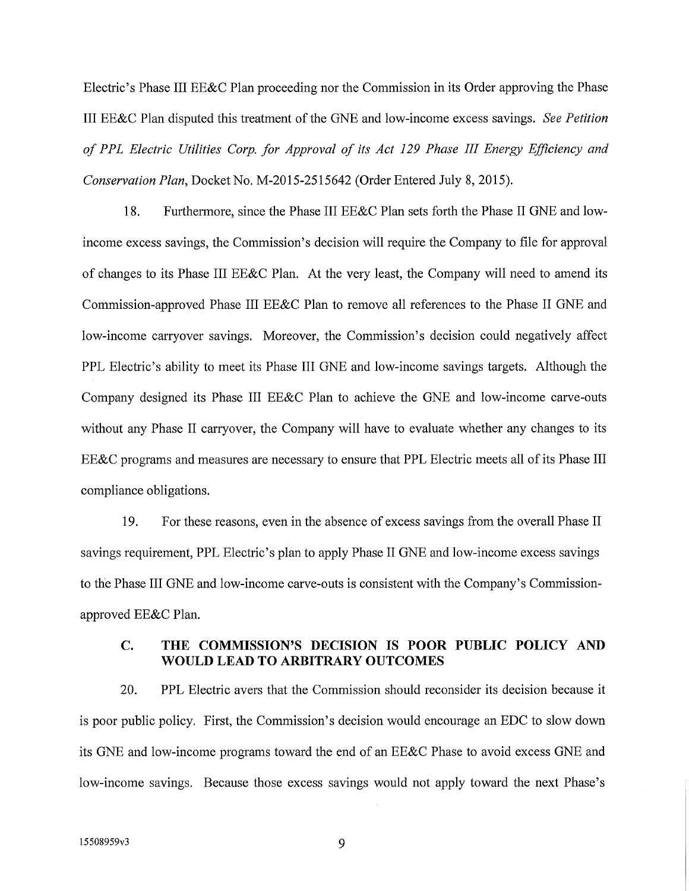Electric's Phase III EE&C Plan proceeding nor the Commission in its Order approving the Phase III EE&C Plan disputed this treatment of the GNE and low-income excess savings. *See Petition of PPL Electric Utilities Corp. for Approval of its Act 129 Phase III Energy Efficiency and Conservation Plan*, Docket No. M-2015-2515642 (Order Entered July 8, 2015).

18. Furthermore, since the Phase III EE&C Plan sets forth the Phase II GNE and low-income excess savings, the Commission's decision will require the Company to file for approval of changes to its Phase III EE&C Plan. At the very least, the Company will need to amend its Commission-approved Phase III EE&C Plan to remove all references to the Phase II GNE and low-income carryover savings. Moreover, the Commission's decision could negatively affect PPL Electric's ability to meet its Phase III GNE and low-income savings targets. Although the Company designed its Phase III EE&C Plan to achieve the GNE and low-income carve-outs without any Phase II carryover, the Company will have to evaluate whether any changes to its EE&C programs and measures are necessary to ensure that PPL Electric meets all of its Phase III compliance obligations.

19. For these reasons, even in the absence of excess savings from the overall Phase II savings requirement, PPL Electric's plan to apply Phase II GNE and low-income excess savings to the Phase III GNE and low-income carve-outs is consistent with the Company's Commission-approved EE&C Plan.

### C. THE COMMISSION'S DECISION IS POOR PUBLIC POLICY AND WOULD LEAD TO ARBITRARY OUTCOMES

20. PPL Electric avers that the Commission should reconsider its decision because it is poor public policy. First, the Commission's decision would encourage an EDC to slow down its GNE and low-income programs toward the end of an EE&C Phase to avoid excess GNE and low-income savings. Because those excess savings would not apply toward the next Phase's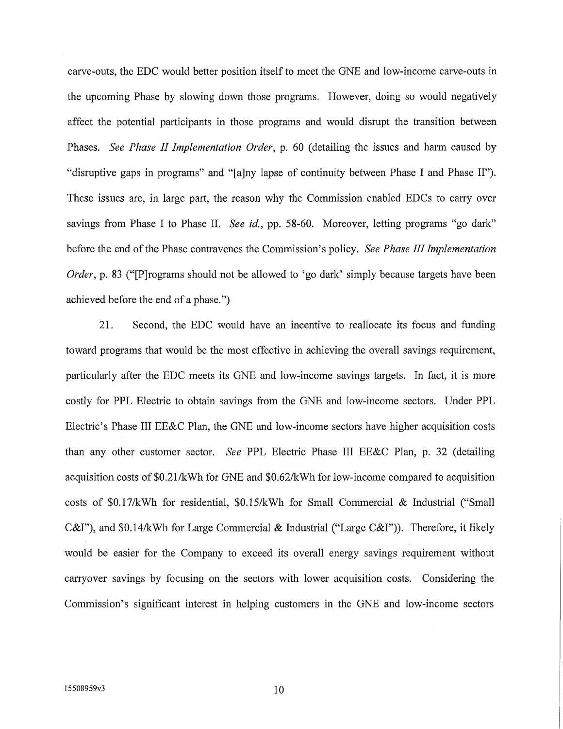carve-outs, the EDC would better position itself to meet the GNE and low-income carve-outs in the upcoming Phase by slowing down those programs. However, doing so would negatively affect the potential participants in those programs and would disrupt the transition between Phases. *See Phase II Implementation Order*, p. 60 (detailing the issues and harm caused by "disruptive gaps in programs" and "[a]ny lapse of continuity between Phase I and Phase II"). These issues are, in large part, the reason why the Commission enabled EDCs to carry over savings from Phase I to Phase II. *See id.*, pp. 58-60. Moreover, letting programs "go dark" before the end of the Phase contravenes the Commission's policy. *See Phase III Implementation Order*, p. 83 ("[P]rograms should not be allowed to 'go dark' simply because targets have been achieved before the end of a phase.")

21. Second, the EDC would have an incentive to reallocate its focus and funding toward programs that would be the most effective in achieving the overall savings requirement, particularly after the EDC meets its GNE and low-income savings targets. In fact, it is more costly for PPL Electric to obtain savings from the GNE and low-income sectors. Under PPL Electric's Phase III EE&C Plan, the GNE and low-income sectors have higher acquisition costs than any other customer sector. *See* PPL Electric Phase III EE&C Plan, p. 32 (detailing acquisition costs of $0.21/kWh for GNE and $0.62/kWh for low-income compared to acquisition costs of $0.17/kWh for residential, $0.15/kWh for Small Commercial & Industrial ("Small C&I"), and $0.14/kWh for Large Commercial & Industrial ("Large C&I")). Therefore, it likely would be easier for the Company to exceed its overall energy savings requirement without carryover savings by focusing on the sectors with lower acquisition costs. Considering the Commission's significant interest in helping customers in the GNE and low-income sectors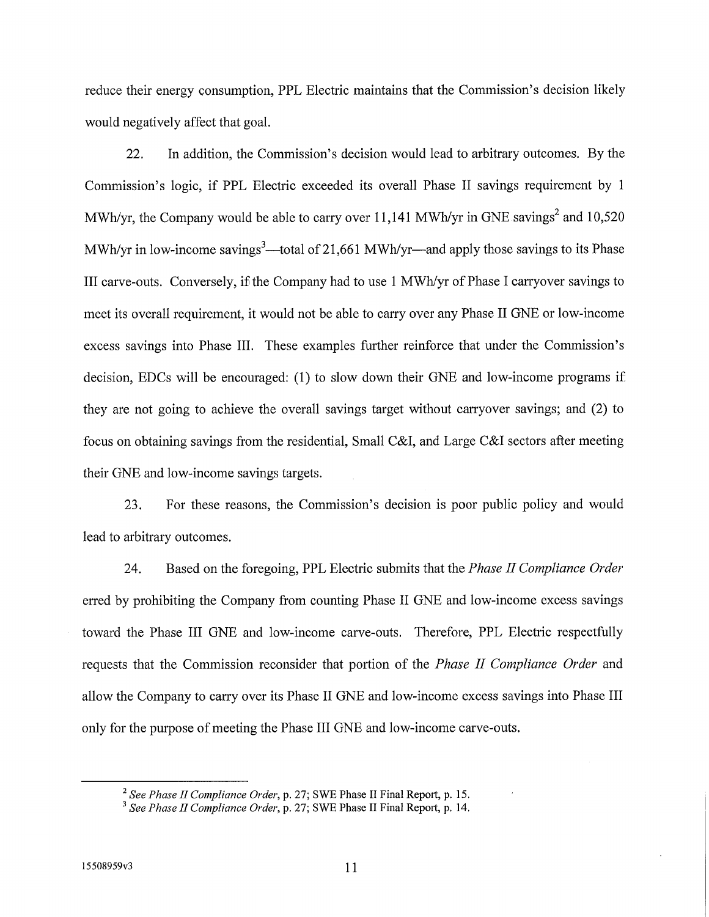reduce their energy consumption, PPL Electric maintains that the Commission's decision likely would negatively affect that goal.

22. In addition, the Commission's decision would lead to arbitrary outcomes. By the Commission's logic, if PPL Electric exceeded its overall Phase II savings requirement by 1 MWh/yr, the Company would be able to carry over 11,141 MWh/yr in GNE savings[2] and 10,520 MWh/yr in low-income savings[3]—total of 21,661 MWh/yr—and apply those savings to its Phase III carve-outs. Conversely, if the Company had to use 1 MWh/yr of Phase I carryover savings to meet its overall requirement, it would not be able to carry over any Phase II GNE or low-income excess savings into Phase III. These examples further reinforce that under the Commission's decision, EDCs will be encouraged: (1) to slow down their GNE and low-income programs if they are not going to achieve the overall savings target without carryover savings; and (2) to focus on obtaining savings from the residential, Small C&I, and Large C&I sectors after meeting their GNE and low-income savings targets.

23. For these reasons, the Commission's decision is poor public policy and would lead to arbitrary outcomes.

24. Based on the foregoing, PPL Electric submits that the *Phase II Compliance Order* erred by prohibiting the Company from counting Phase II GNE and low-income excess savings toward the Phase III GNE and low-income carve-outs. Therefore, PPL Electric respectfully requests that the Commission reconsider that portion of the *Phase II Compliance Order* and allow the Company to carry over its Phase II GNE and low-income excess savings into Phase III only for the purpose of meeting the Phase III GNE and low-income carve-outs.

---

[2] *See Phase II Compliance Order*, p. 27; SWE Phase II Final Report, p. 15.

[3] *See Phase II Compliance Order*, p. 27; SWE Phase II Final Report, p. 14.

15508959v3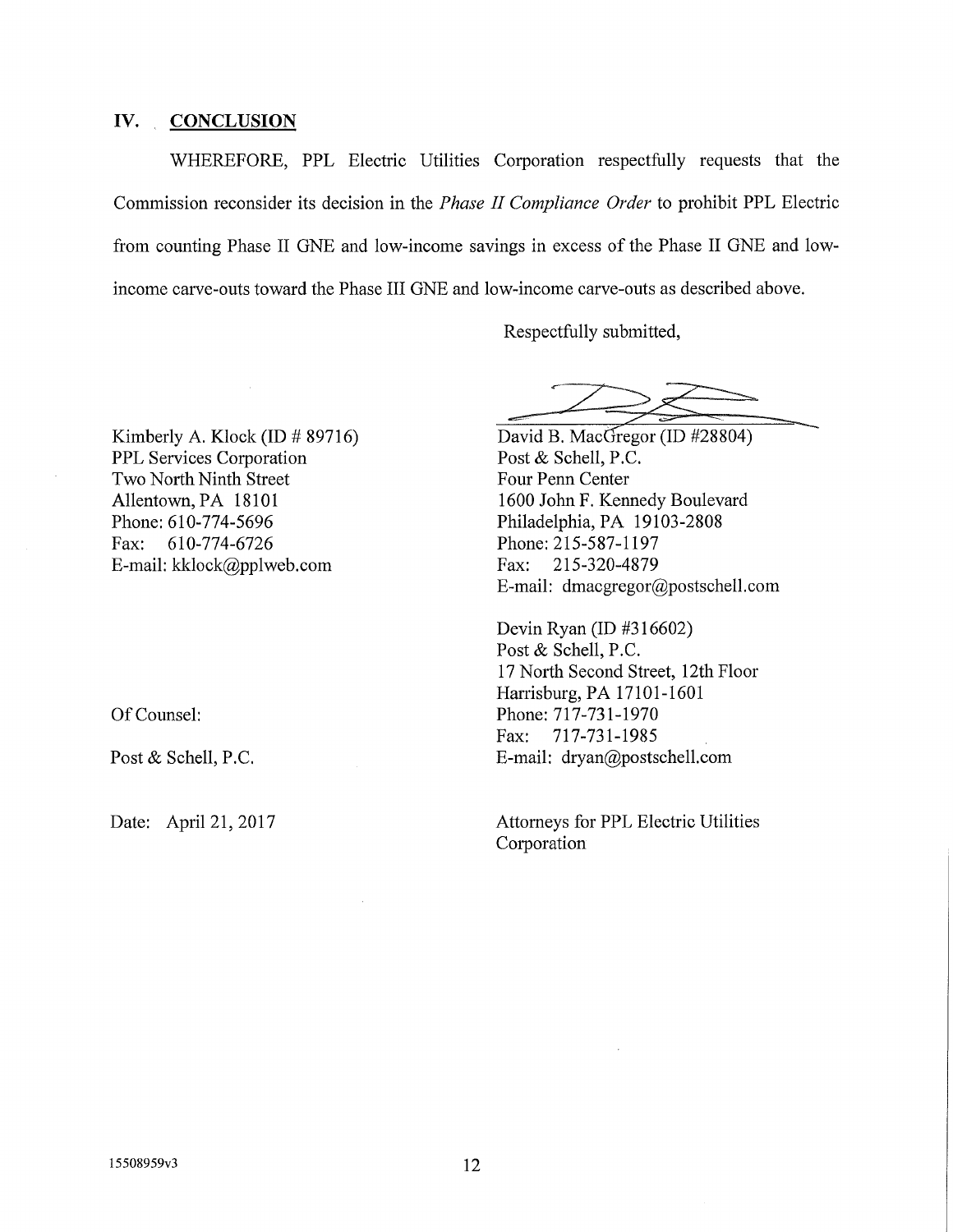## IV. CONCLUSION

WHEREFORE, PPL Electric Utilities Corporation respectfully requests that the Commission reconsider its decision in the *Phase II Compliance Order* to prohibit PPL Electric from counting Phase II GNE and low-income savings in excess of the Phase II GNE and low-income carve-outs toward the Phase III GNE and low-income carve-outs as described above.

Respectfully submitted,

Kimberly A. Klock (ID # 89716)
PPL Services Corporation
Two North Ninth Street
Allentown, PA 18101
Phone: 610-774-5696
Fax: 610-774-6726
E-mail: kklock@pplweb.com

David B. MacGregor (ID #28804)
Post & Schell, P.C.
Four Penn Center
1600 John F. Kennedy Boulevard
Philadelphia, PA 19103-2808
Phone: 215-587-1197
Fax: 215-320-4879
E-mail: dmacgregor@postschell.com

Devin Ryan (ID #316602)
Post & Schell, P.C.
17 North Second Street, 12th Floor
Harrisburg, PA 17101-1601
Phone: 717-731-1970
Fax: 717-731-1985
E-mail: dryan@postschell.com

Of Counsel:

Post & Schell, P.C.

Date: April 21, 2017

Attorneys for PPL Electric Utilities Corporation

15508959v3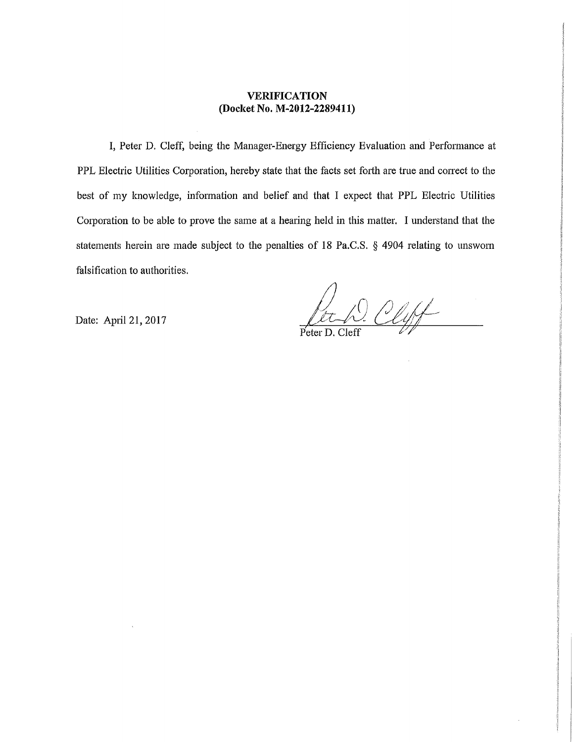**VERIFICATION**
**(Docket No. M-2012-2289411)**

I, Peter D. Cleff, being the Manager-Energy Efficiency Evaluation and Performance at PPL Electric Utilities Corporation, hereby state that the facts set forth are true and correct to the best of my knowledge, information and belief and that I expect that PPL Electric Utilities Corporation to be able to prove the same at a hearing held in this matter. I understand that the statements herein are made subject to the penalties of 18 Pa.C.S. § 4904 relating to unsworn falsification to authorities.

Date: April 21, 2017

Peter D. Cleff